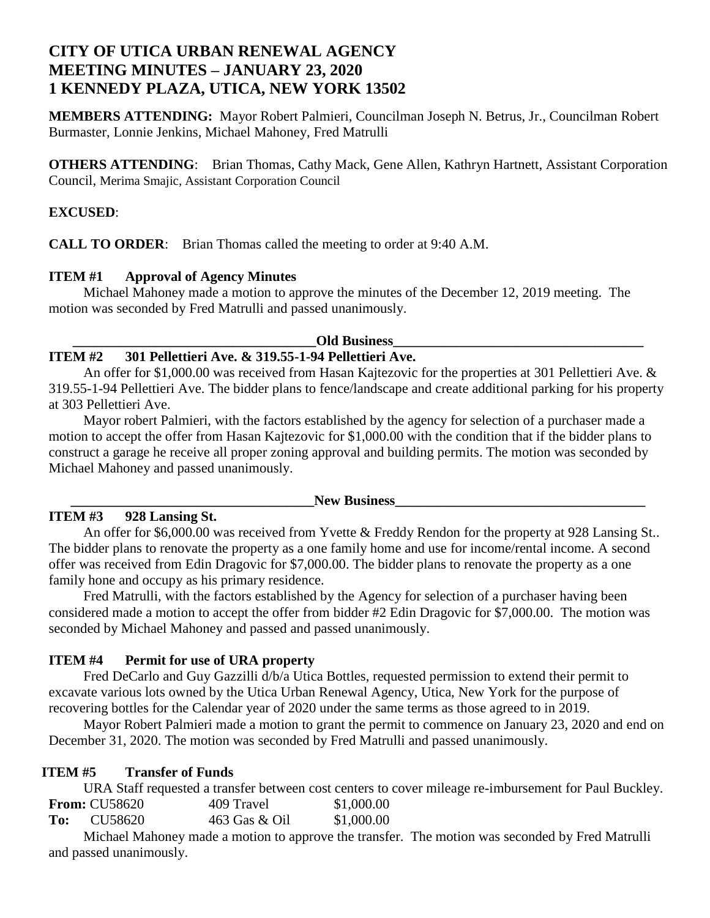# CITY OF UTICA URBAN RENEWAL AGENCY
# MEETING MINUTES – JANUARY 23, 2020
# 1 KENNEDY PLAZA, UTICA, NEW YORK 13502

**MEMBERS ATTENDING:** Mayor Robert Palmieri, Councilman Joseph N. Betrus, Jr., Councilman Robert Burmaster, Lonnie Jenkins, Michael Mahoney, Fred Matrulli

**OTHERS ATTENDING**: Brian Thomas, Cathy Mack, Gene Allen, Kathryn Hartnett, Assistant Corporation Council, Merima Smajic, Assistant Corporation Council

**EXCUSED**:

**CALL TO ORDER**: Brian Thomas called the meeting to order at 9:40 A.M.

**ITEM #1 Approval of Agency Minutes**

Michael Mahoney made a motion to approve the minutes of the December 12, 2019 meeting. The motion was seconded by Fred Matrulli and passed unanimously.

**Old Business**

**ITEM #2 301 Pellettieri Ave. & 319.55-1-94 Pellettieri Ave.**

An offer for $1,000.00 was received from Hasan Kajtezovic for the properties at 301 Pellettieri Ave. & 319.55-1-94 Pellettieri Ave. The bidder plans to fence/landscape and create additional parking for his property at 303 Pellettieri Ave.

Mayor robert Palmieri, with the factors established by the agency for selection of a purchaser made a motion to accept the offer from Hasan Kajtezovic for $1,000.00 with the condition that if the bidder plans to construct a garage he receive all proper zoning approval and building permits. The motion was seconded by Michael Mahoney and passed unanimously.

**New Business**

**ITEM #3 928 Lansing St.**

An offer for $6,000.00 was received from Yvette & Freddy Rendon for the property at 928 Lansing St.. The bidder plans to renovate the property as a one family home and use for income/rental income. A second offer was received from Edin Dragovic for $7,000.00. The bidder plans to renovate the property as a one family hone and occupy as his primary residence.

Fred Matrulli, with the factors established by the Agency for selection of a purchaser having been considered made a motion to accept the offer from bidder #2 Edin Dragovic for $7,000.00. The motion was seconded by Michael Mahoney and passed and passed unanimously.

**ITEM #4 Permit for use of URA property**

Fred DeCarlo and Guy Gazzilli d/b/a Utica Bottles, requested permission to extend their permit to excavate various lots owned by the Utica Urban Renewal Agency, Utica, New York for the purpose of recovering bottles for the Calendar year of 2020 under the same terms as those agreed to in 2019.

Mayor Robert Palmieri made a motion to grant the permit to commence on January 23, 2020 and end on December 31, 2020. The motion was seconded by Fred Matrulli and passed unanimously.

**ITEM #5 Transfer of Funds**

URA Staff requested a transfer between cost centers to cover mileage re-imbursement for Paul Buckley.

| | | | |
|---|---|---|---|
| **From:** | CU58620 | 409 Travel | $1,000.00 |
| **To:** | CU58620 | 463 Gas & Oil | $1,000.00 |

Michael Mahoney made a motion to approve the transfer. The motion was seconded by Fred Matrulli and passed unanimously.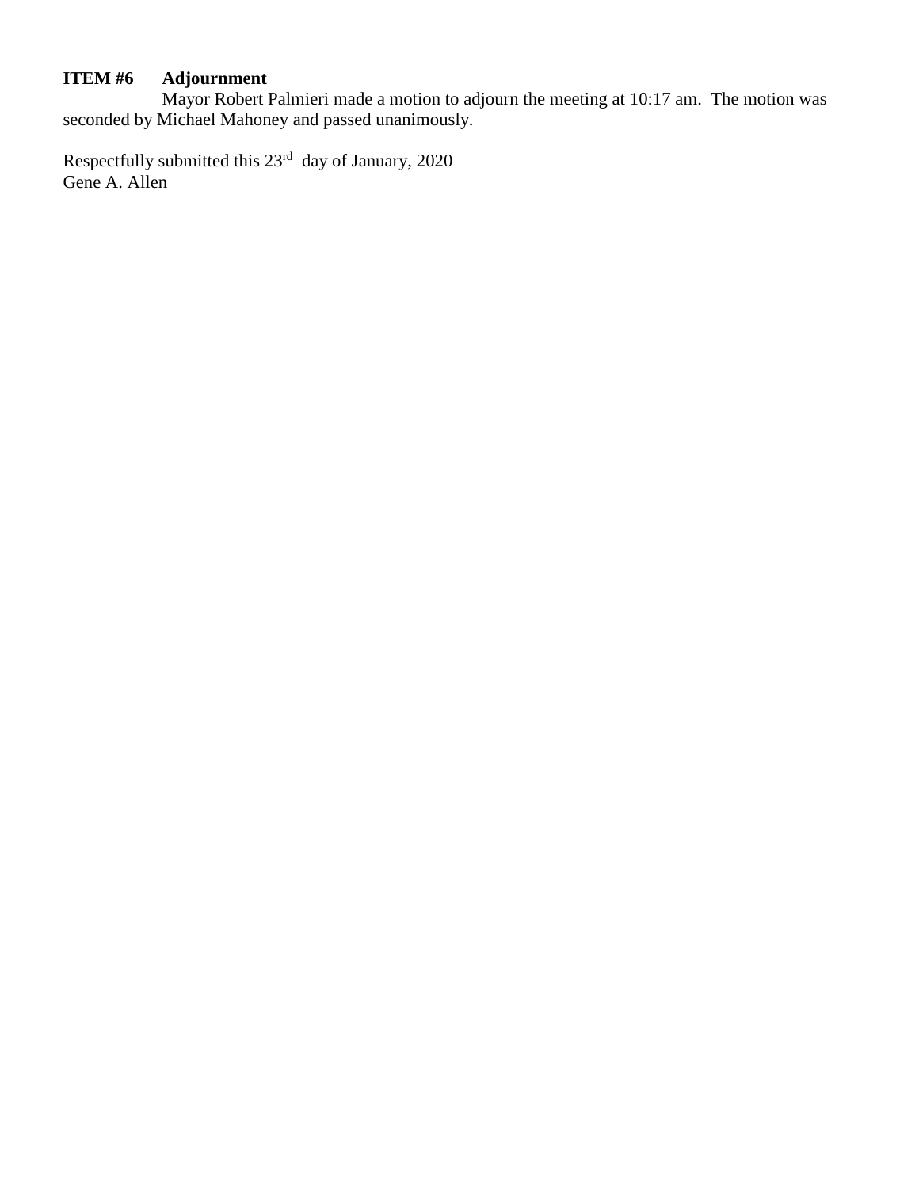**ITEM #6 Adjournment**

Mayor Robert Palmieri made a motion to adjourn the meeting at 10:17 am. The motion was seconded by Michael Mahoney and passed unanimously.

Respectfully submitted this 23rd day of January, 2020
Gene A. Allen